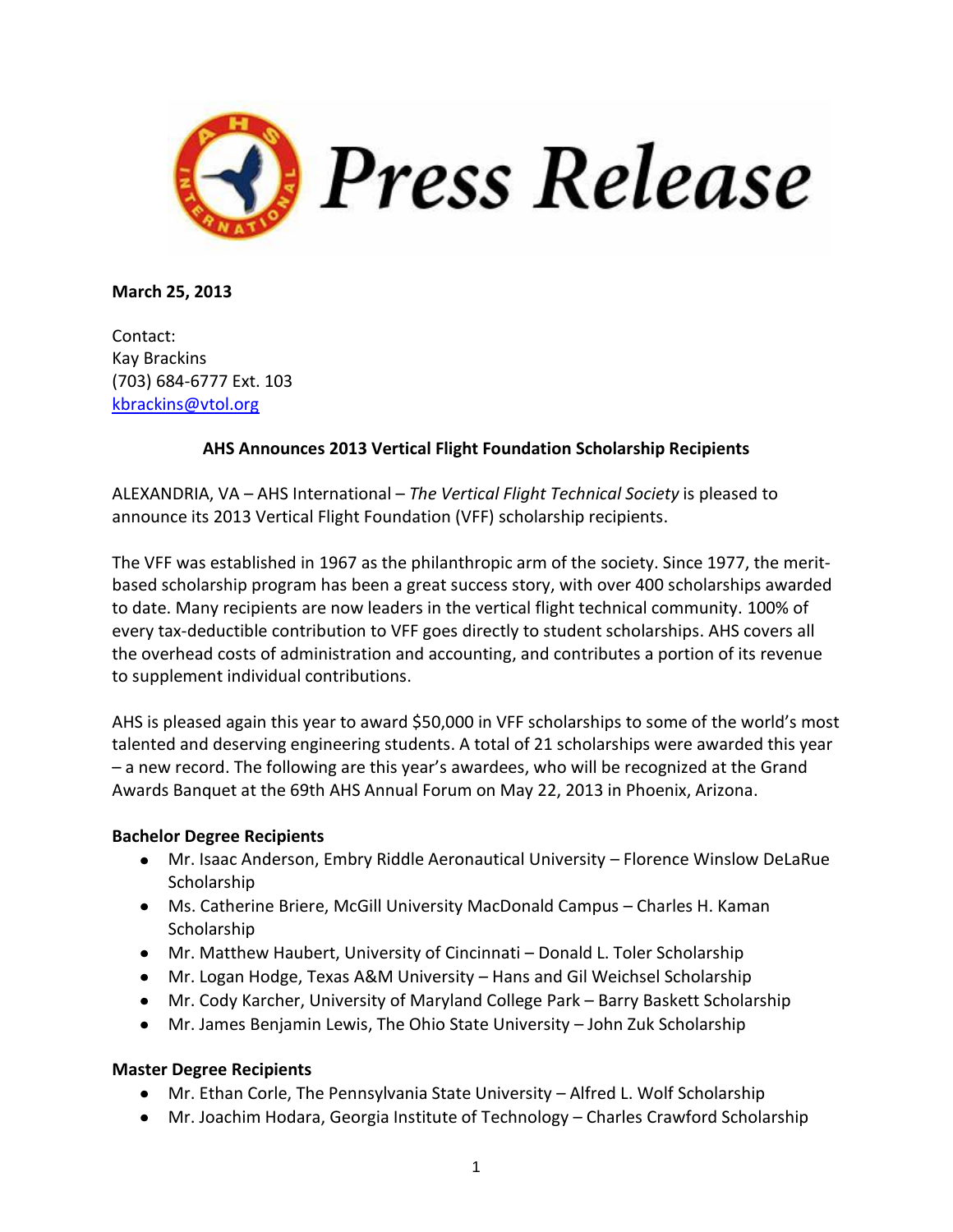# Press Release

**March 25, 2013**

Contact:
Kay Brackins
(703) 684-6777 Ext. 103
kbrackins@vtol.org

## AHS Announces 2013 Vertical Flight Foundation Scholarship Recipients

ALEXANDRIA, VA – AHS International – *The Vertical Flight Technical Society* is pleased to announce its 2013 Vertical Flight Foundation (VFF) scholarship recipients.

The VFF was established in 1967 as the philanthropic arm of the society. Since 1977, the merit-based scholarship program has been a great success story, with over 400 scholarships awarded to date. Many recipients are now leaders in the vertical flight technical community. 100% of every tax-deductible contribution to VFF goes directly to student scholarships. AHS covers all the overhead costs of administration and accounting, and contributes a portion of its revenue to supplement individual contributions.

AHS is pleased again this year to award $50,000 in VFF scholarships to some of the world's most talented and deserving engineering students. A total of 21 scholarships were awarded this year – a new record. The following are this year's awardees, who will be recognized at the Grand Awards Banquet at the 69th AHS Annual Forum on May 22, 2013 in Phoenix, Arizona.

**Bachelor Degree Recipients**

- Mr. Isaac Anderson, Embry Riddle Aeronautical University – Florence Winslow DeLaRue Scholarship
- Ms. Catherine Briere, McGill University MacDonald Campus – Charles H. Kaman Scholarship
- Mr. Matthew Haubert, University of Cincinnati – Donald L. Toler Scholarship
- Mr. Logan Hodge, Texas A&M University – Hans and Gil Weichsel Scholarship
- Mr. Cody Karcher, University of Maryland College Park – Barry Baskett Scholarship
- Mr. James Benjamin Lewis, The Ohio State University – John Zuk Scholarship

**Master Degree Recipients**

- Mr. Ethan Corle, The Pennsylvania State University – Alfred L. Wolf Scholarship
- Mr. Joachim Hodara, Georgia Institute of Technology – Charles Crawford Scholarship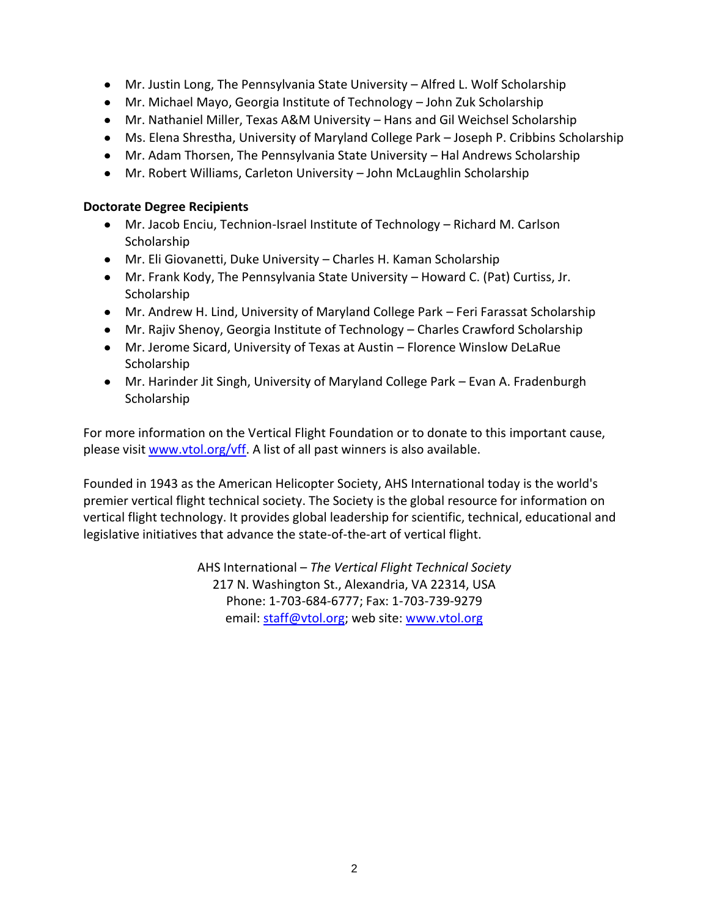- Mr. Justin Long, The Pennsylvania State University – Alfred L. Wolf Scholarship
- Mr. Michael Mayo, Georgia Institute of Technology – John Zuk Scholarship
- Mr. Nathaniel Miller, Texas A&M University – Hans and Gil Weichsel Scholarship
- Ms. Elena Shrestha, University of Maryland College Park – Joseph P. Cribbins Scholarship
- Mr. Adam Thorsen, The Pennsylvania State University – Hal Andrews Scholarship
- Mr. Robert Williams, Carleton University – John McLaughlin Scholarship

**Doctorate Degree Recipients**

- Mr. Jacob Enciu, Technion-Israel Institute of Technology – Richard M. Carlson Scholarship
- Mr. Eli Giovanetti, Duke University – Charles H. Kaman Scholarship
- Mr. Frank Kody, The Pennsylvania State University – Howard C. (Pat) Curtiss, Jr. Scholarship
- Mr. Andrew H. Lind, University of Maryland College Park – Feri Farassat Scholarship
- Mr. Rajiv Shenoy, Georgia Institute of Technology – Charles Crawford Scholarship
- Mr. Jerome Sicard, University of Texas at Austin – Florence Winslow DeLaRue Scholarship
- Mr. Harinder Jit Singh, University of Maryland College Park – Evan A. Fradenburgh Scholarship

For more information on the Vertical Flight Foundation or to donate to this important cause, please visit [www.vtol.org/vff](http://www.vtol.org/vff). A list of all past winners is also available.

Founded in 1943 as the American Helicopter Society, AHS International today is the world's premier vertical flight technical society. The Society is the global resource for information on vertical flight technology. It provides global leadership for scientific, technical, educational and legislative initiatives that advance the state-of-the-art of vertical flight.

AHS International – *The Vertical Flight Technical Society*
217 N. Washington St., Alexandria, VA 22314, USA
Phone: 1-703-684-6777; Fax: 1-703-739-9279
email: [staff@vtol.org](mailto:staff@vtol.org); web site: [www.vtol.org](http://www.vtol.org)